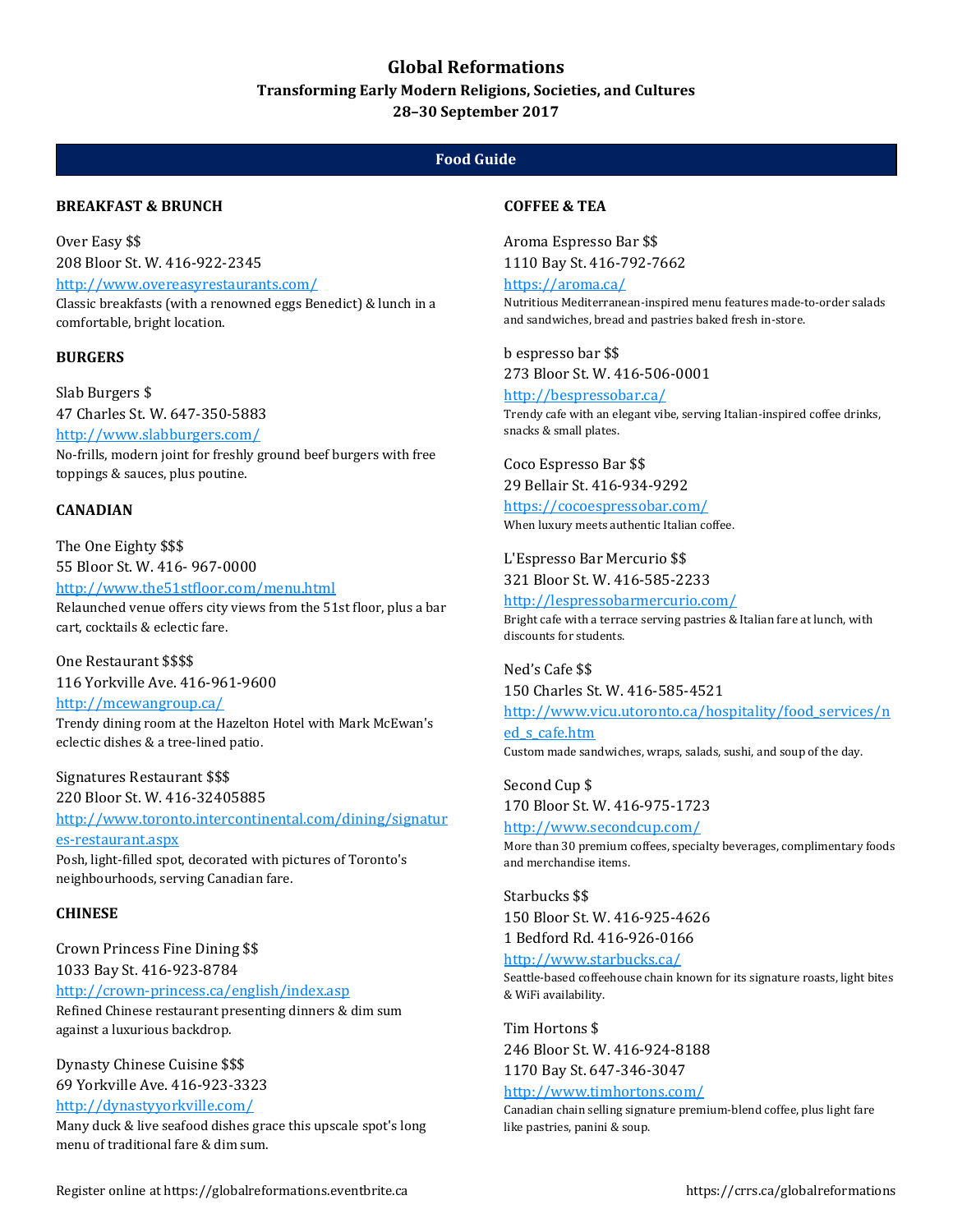# Global Reformations

## Transforming Early Modern Religions, Societies, and Cultures

### 28–30 September 2017

## Food Guide

### BREAKFAST & BRUNCH

Over Easy $$
208 Bloor St. W. 416-922-2345
http://www.overeasyrestaurants.com/
Classic breakfasts (with a renowned eggs Benedict) & lunch in a comfortable, bright location.

### BURGERS

Slab Burgers $
47 Charles St. W. 647-350-5883
http://www.slabburgers.com/
No-frills, modern joint for freshly ground beef burgers with free toppings & sauces, plus poutine.

### CANADIAN

The One Eighty $$$
55 Bloor St. W. 416- 967-0000
http://www.the51stfloor.com/menu.html
Relaunched venue offers city views from the 51st floor, plus a bar cart, cocktails & eclectic fare.

One Restaurant $$$$
116 Yorkville Ave. 416-961-9600
http://mcewangroup.ca/
Trendy dining room at the Hazelton Hotel with Mark McEwan's eclectic dishes & a tree-lined patio.

Signatures Restaurant $$$
220 Bloor St. W. 416-32405885
http://www.toronto.intercontinental.com/dining/signatures-restaurant.aspx
Posh, light-filled spot, decorated with pictures of Toronto's neighbourhoods, serving Canadian fare.

### CHINESE

Crown Princess Fine Dining $$
1033 Bay St. 416-923-8784
http://crown-princess.ca/english/index.asp
Refined Chinese restaurant presenting dinners & dim sum against a luxurious backdrop.

Dynasty Chinese Cuisine $$$
69 Yorkville Ave. 416-923-3323
http://dynastyyorkville.com/
Many duck & live seafood dishes grace this upscale spot's long menu of traditional fare & dim sum.

### COFFEE & TEA

Aroma Espresso Bar $$
1110 Bay St. 416-792-7662
https://aroma.ca/
Nutritious Mediterranean-inspired menu features made-to-order salads and sandwiches, bread and pastries baked fresh in-store.

b espresso bar $$
273 Bloor St. W. 416-506-0001
http://bespressobar.ca/
Trendy cafe with an elegant vibe, serving Italian-inspired coffee drinks, snacks & small plates.

Coco Espresso Bar $$
29 Bellair St. 416-934-9292
https://cocoespressobar.com/
When luxury meets authentic Italian coffee.

L'Espresso Bar Mercurio $$
321 Bloor St. W. 416-585-2233
http://lespressobarmercurio.com/
Bright cafe with a terrace serving pastries & Italian fare at lunch, with discounts for students.

Ned's Cafe $$
150 Charles St. W. 416-585-4521
http://www.vicu.utoronto.ca/hospitality/food_services/ned_s_cafe.htm
Custom made sandwiches, wraps, salads, sushi, and soup of the day.

Second Cup $
170 Bloor St. W. 416-975-1723
http://www.secondcup.com/
More than 30 premium coffees, specialty beverages, complimentary foods and merchandise items.

Starbucks $$
150 Bloor St. W. 416-925-4626
1 Bedford Rd. 416-926-0166
http://www.starbucks.ca/
Seattle-based coffeehouse chain known for its signature roasts, light bites & WiFi availability.

Tim Hortons $
246 Bloor St. W. 416-924-8188
1170 Bay St. 647-346-3047
http://www.timhortons.com/
Canadian chain selling signature premium-blend coffee, plus light fare like pastries, panini & soup.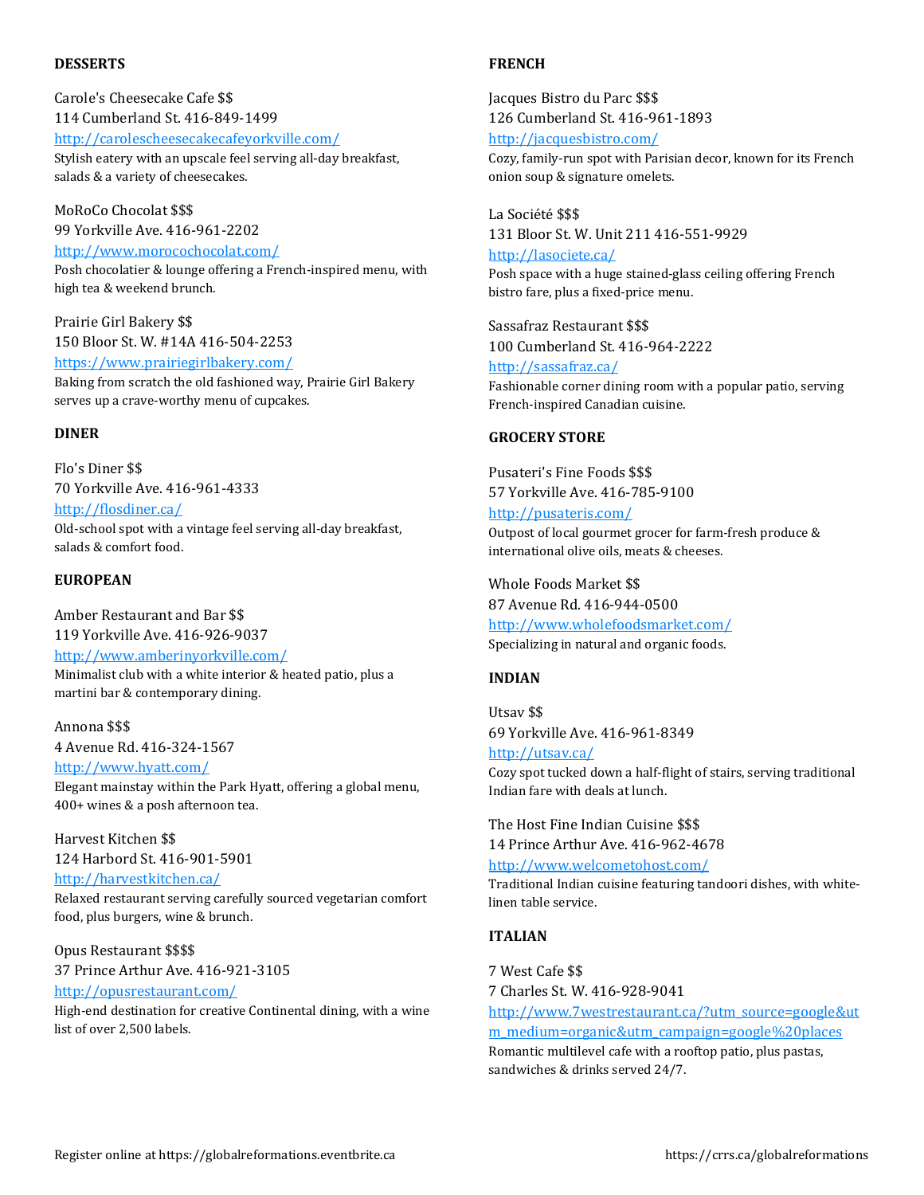**DESSERTS**

Carole's Cheesecake Cafe $$
114 Cumberland St. 416-849-1499
http://carolescheesecakecafeyorkville.com/
Stylish eatery with an upscale feel serving all-day breakfast, salads & a variety of cheesecakes.

MoRoCo Chocolat $$$
99 Yorkville Ave. 416-961-2202
http://www.morocochocolat.com/
Posh chocolatier & lounge offering a French-inspired menu, with high tea & weekend brunch.

Prairie Girl Bakery $$
150 Bloor St. W. #14A 416-504-2253
https://www.prairiegirlbakery.com/
Baking from scratch the old fashioned way, Prairie Girl Bakery serves up a crave-worthy menu of cupcakes.

**DINER**

Flo's Diner $$
70 Yorkville Ave. 416-961-4333
http://flosdiner.ca/
Old-school spot with a vintage feel serving all-day breakfast, salads & comfort food.

**EUROPEAN**

Amber Restaurant and Bar $$
119 Yorkville Ave. 416-926-9037
http://www.amberinyorkville.com/
Minimalist club with a white interior & heated patio, plus a martini bar & contemporary dining.

Annona $$$
4 Avenue Rd. 416-324-1567
http://www.hyatt.com/
Elegant mainstay within the Park Hyatt, offering a global menu, 400+ wines & a posh afternoon tea.

Harvest Kitchen $$
124 Harbord St. 416-901-5901
http://harvestkitchen.ca/
Relaxed restaurant serving carefully sourced vegetarian comfort food, plus burgers, wine & brunch.

Opus Restaurant $$$$
37 Prince Arthur Ave. 416-921-3105
http://opusrestaurant.com/
High-end destination for creative Continental dining, with a wine list of over 2,500 labels.

**FRENCH**

Jacques Bistro du Parc $$$
126 Cumberland St. 416-961-1893
http://jacquesbistro.com/
Cozy, family-run spot with Parisian decor, known for its French onion soup & signature omelets.

La Société $$$
131 Bloor St. W. Unit 211 416-551-9929
http://lasociete.ca/
Posh space with a huge stained-glass ceiling offering French bistro fare, plus a fixed-price menu.

Sassafraz Restaurant $$$
100 Cumberland St. 416-964-2222
http://sassafraz.ca/
Fashionable corner dining room with a popular patio, serving French-inspired Canadian cuisine.

**GROCERY STORE**

Pusateri's Fine Foods $$$
57 Yorkville Ave. 416-785-9100
http://pusateris.com/
Outpost of local gourmet grocer for farm-fresh produce & international olive oils, meats & cheeses.

Whole Foods Market $$
87 Avenue Rd. 416-944-0500
http://www.wholefoodsmarket.com/
Specializing in natural and organic foods.

**INDIAN**

Utsav $$
69 Yorkville Ave. 416-961-8349
http://utsav.ca/
Cozy spot tucked down a half-flight of stairs, serving traditional Indian fare with deals at lunch.

The Host Fine Indian Cuisine $$$
14 Prince Arthur Ave. 416-962-4678
http://www.welcometohost.com/
Traditional Indian cuisine featuring tandoori dishes, with white-linen table service.

**ITALIAN**

7 West Cafe $$
7 Charles St. W. 416-928-9041
http://www.7westrestaurant.ca/?utm_source=google&utm_medium=organic&utm_campaign=google%20places
Romantic multilevel cafe with a rooftop patio, plus pastas, sandwiches & drinks served 24/7.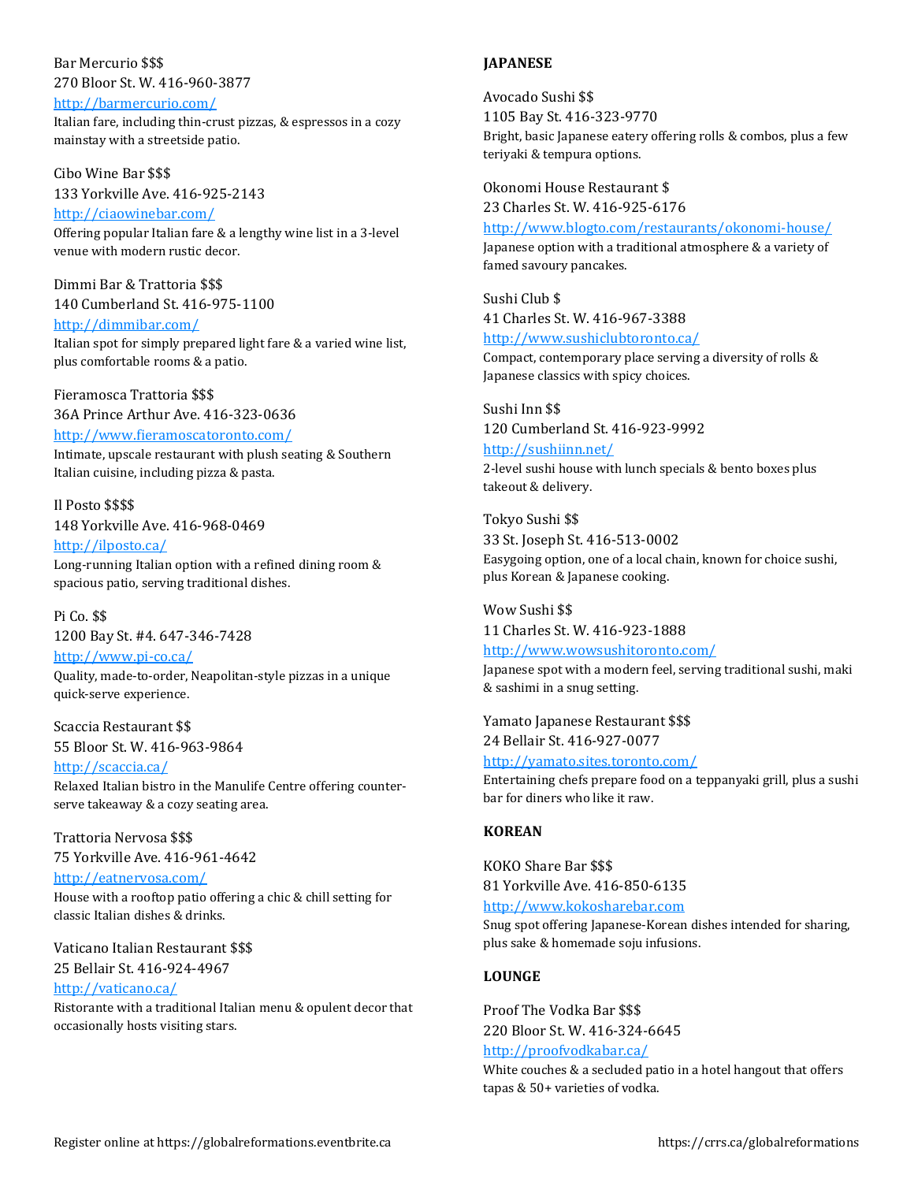Bar Mercurio $$$
270 Bloor St. W. 416-960-3877
http://barmercurio.com/
Italian fare, including thin-crust pizzas, & espressos in a cozy mainstay with a streetside patio.

Cibo Wine Bar $$$
133 Yorkville Ave. 416-925-2143
http://ciaowinebar.com/
Offering popular Italian fare & a lengthy wine list in a 3-level venue with modern rustic decor.

Dimmi Bar & Trattoria $$$
140 Cumberland St. 416-975-1100
http://dimmibar.com/
Italian spot for simply prepared light fare & a varied wine list, plus comfortable rooms & a patio.

Fieramosca Trattoria $$$
36A Prince Arthur Ave. 416-323-0636
http://www.fieramoscatoronto.com/
Intimate, upscale restaurant with plush seating & Southern Italian cuisine, including pizza & pasta.

Il Posto $$$$
148 Yorkville Ave. 416-968-0469
http://ilposto.ca/
Long-running Italian option with a refined dining room & spacious patio, serving traditional dishes.

Pi Co. $$
1200 Bay St. #4. 647-346-7428
http://www.pi-co.ca/
Quality, made-to-order, Neapolitan-style pizzas in a unique quick-serve experience.

Scaccia Restaurant $$
55 Bloor St. W. 416-963-9864
http://scaccia.ca/
Relaxed Italian bistro in the Manulife Centre offering counter-serve takeaway & a cozy seating area.

Trattoria Nervosa $$$
75 Yorkville Ave. 416-961-4642
http://eatnervosa.com/
House with a rooftop patio offering a chic & chill setting for classic Italian dishes & drinks.

Vaticano Italian Restaurant $$$
25 Bellair St. 416-924-4967
http://vaticano.ca/
Ristorante with a traditional Italian menu & opulent decor that occasionally hosts visiting stars.

**JAPANESE**

Avocado Sushi $$
1105 Bay St. 416-323-9770
Bright, basic Japanese eatery offering rolls & combos, plus a few teriyaki & tempura options.

Okonomi House Restaurant $
23 Charles St. W. 416-925-6176
http://www.blogto.com/restaurants/okonomi-house/
Japanese option with a traditional atmosphere & a variety of famed savoury pancakes.

Sushi Club $
41 Charles St. W. 416-967-3388
http://www.sushiclubtoronto.ca/
Compact, contemporary place serving a diversity of rolls & Japanese classics with spicy choices.

Sushi Inn $$
120 Cumberland St. 416-923-9992
http://sushiinn.net/
2-level sushi house with lunch specials & bento boxes plus takeout & delivery.

Tokyo Sushi $$
33 St. Joseph St. 416-513-0002
Easygoing option, one of a local chain, known for choice sushi, plus Korean & Japanese cooking.

Wow Sushi $$
11 Charles St. W. 416-923-1888
http://www.wowsushitoronto.com/
Japanese spot with a modern feel, serving traditional sushi, maki & sashimi in a snug setting.

Yamato Japanese Restaurant $$$
24 Bellair St. 416-927-0077
http://yamato.sites.toronto.com/
Entertaining chefs prepare food on a teppanyaki grill, plus a sushi bar for diners who like it raw.

**KOREAN**

KOKO Share Bar $$$
81 Yorkville Ave. 416-850-6135
http://www.kokosharebar.com
Snug spot offering Japanese-Korean dishes intended for sharing, plus sake & homemade soju infusions.

**LOUNGE**

Proof The Vodka Bar $$$
220 Bloor St. W. 416-324-6645
http://proofvodkabar.ca/
White couches & a secluded patio in a hotel hangout that offers tapas & 50+ varieties of vodka.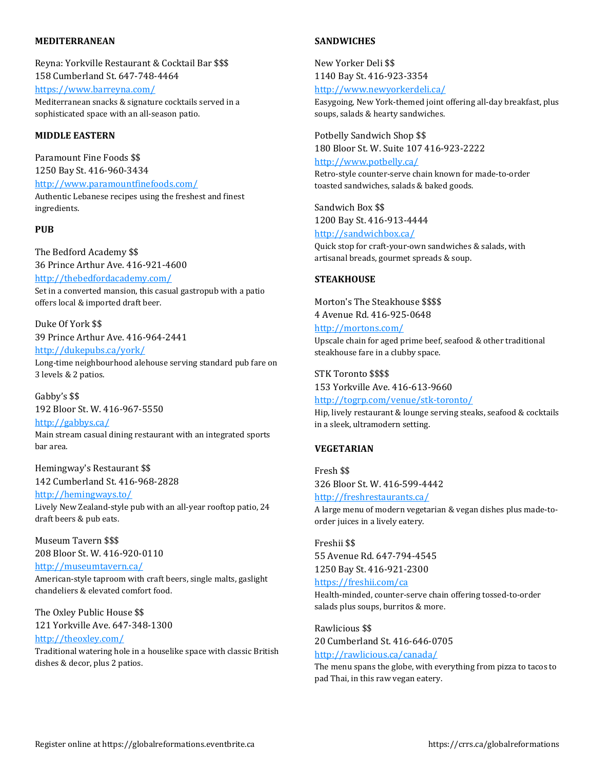**MEDITERRANEAN**

Reyna: Yorkville Restaurant & Cocktail Bar $$$
158 Cumberland St. 647-748-4464
https://www.barreyna.com/
Mediterranean snacks & signature cocktails served in a sophisticated space with an all-season patio.

**MIDDLE EASTERN**

Paramount Fine Foods $$
1250 Bay St. 416-960-3434
http://www.paramountfinefoods.com/
Authentic Lebanese recipes using the freshest and finest ingredients.

**PUB**

The Bedford Academy $$
36 Prince Arthur Ave. 416-921-4600
http://thebedfordacademy.com/
Set in a converted mansion, this casual gastropub with a patio offers local & imported draft beer.

Duke Of York $$
39 Prince Arthur Ave. 416-964-2441
http://dukepubs.ca/york/
Long-time neighbourhood alehouse serving standard pub fare on 3 levels & 2 patios.

Gabby's $$
192 Bloor St. W. 416-967-5550
http://gabbys.ca/
Main stream casual dining restaurant with an integrated sports bar area.

Hemingway's Restaurant $$
142 Cumberland St. 416-968-2828
http://hemingways.to/
Lively New Zealand-style pub with an all-year rooftop patio, 24 draft beers & pub eats.

Museum Tavern $$$
208 Bloor St. W. 416-920-0110
http://museumtavern.ca/
American-style taproom with craft beers, single malts, gaslight chandeliers & elevated comfort food.

The Oxley Public House $$
121 Yorkville Ave. 647-348-1300
http://theoxley.com/
Traditional watering hole in a houselike space with classic British dishes & decor, plus 2 patios.

**SANDWICHES**

New Yorker Deli $$
1140 Bay St. 416-923-3354
http://www.newyorkerdeli.ca/
Easygoing, New York-themed joint offering all-day breakfast, plus soups, salads & hearty sandwiches.

Potbelly Sandwich Shop $$
180 Bloor St. W. Suite 107 416-923-2222
http://www.potbelly.ca/
Retro-style counter-serve chain known for made-to-order toasted sandwiches, salads & baked goods.

Sandwich Box $$
1200 Bay St. 416-913-4444
http://sandwichbox.ca/
Quick stop for craft-your-own sandwiches & salads, with artisanal breads, gourmet spreads & soup.

**STEAKHOUSE**

Morton's The Steakhouse $$$$
4 Avenue Rd. 416-925-0648
http://mortons.com/
Upscale chain for aged prime beef, seafood & other traditional steakhouse fare in a clubby space.

STK Toronto $$$$
153 Yorkville Ave. 416-613-9660
http://togrp.com/venue/stk-toronto/
Hip, lively restaurant & lounge serving steaks, seafood & cocktails in a sleek, ultramodern setting.

**VEGETARIAN**

Fresh $$
326 Bloor St. W. 416-599-4442
http://freshrestaurants.ca/
A large menu of modern vegetarian & vegan dishes plus made-to-order juices in a lively eatery.

Freshii $$
55 Avenue Rd. 647-794-4545
1250 Bay St. 416-921-2300
https://freshii.com/ca
Health-minded, counter-serve chain offering tossed-to-order salads plus soups, burritos & more.

Rawlicious $$
20 Cumberland St. 416-646-0705
http://rawlicious.ca/canada/
The menu spans the globe, with everything from pizza to tacos to pad Thai, in this raw vegan eatery.

Register online at https://globalreformations.eventbrite.ca

https://crrs.ca/globalreformations